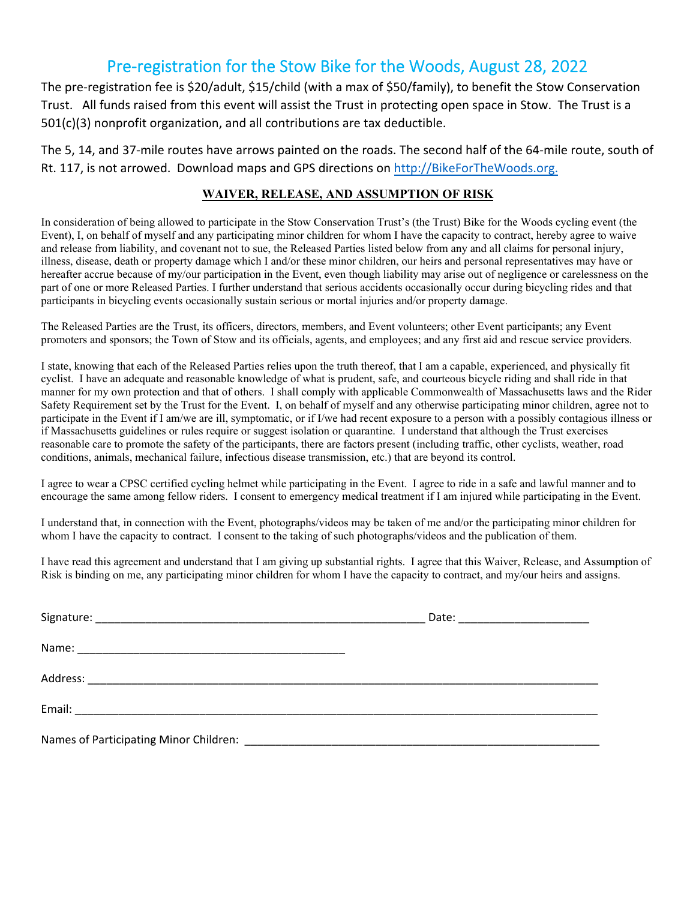# Pre-registration for the Stow Bike for the Woods, August 28, 2022

The pre-registration fee is $20/adult, $15/child (with a max of $50/family), to benefit the Stow Conservation Trust. All funds raised from this event will assist the Trust in protecting open space in Stow. The Trust is a 501(c)(3) nonprofit organization, and all contributions are tax deductible.

The 5, 14, and 37-mile routes have arrows painted on the roads. The second half of the 64-mile route, south of Rt. 117, is not arrowed. Download maps and GPS directions on [http://BikeForTheWoods.org.](http://BikeForTheWoods.org)

## WAIVER, RELEASE, AND ASSUMPTION OF RISK

In consideration of being allowed to participate in the Stow Conservation Trust's (the Trust) Bike for the Woods cycling event (the Event), I, on behalf of myself and any participating minor children for whom I have the capacity to contract, hereby agree to waive and release from liability, and covenant not to sue, the Released Parties listed below from any and all claims for personal injury, illness, disease, death or property damage which I and/or these minor children, our heirs and personal representatives may have or hereafter accrue because of my/our participation in the Event, even though liability may arise out of negligence or carelessness on the part of one or more Released Parties. I further understand that serious accidents occasionally occur during bicycling rides and that participants in bicycling events occasionally sustain serious or mortal injuries and/or property damage.

The Released Parties are the Trust, its officers, directors, members, and Event volunteers; other Event participants; any Event promoters and sponsors; the Town of Stow and its officials, agents, and employees; and any first aid and rescue service providers.

I state, knowing that each of the Released Parties relies upon the truth thereof, that I am a capable, experienced, and physically fit cyclist. I have an adequate and reasonable knowledge of what is prudent, safe, and courteous bicycle riding and shall ride in that manner for my own protection and that of others. I shall comply with applicable Commonwealth of Massachusetts laws and the Rider Safety Requirement set by the Trust for the Event. I, on behalf of myself and any otherwise participating minor children, agree not to participate in the Event if I am/we are ill, symptomatic, or if I/we had recent exposure to a person with a possibly contagious illness or if Massachusetts guidelines or rules require or suggest isolation or quarantine. I understand that although the Trust exercises reasonable care to promote the safety of the participants, there are factors present (including traffic, other cyclists, weather, road conditions, animals, mechanical failure, infectious disease transmission, etc.) that are beyond its control.

I agree to wear a CPSC certified cycling helmet while participating in the Event. I agree to ride in a safe and lawful manner and to encourage the same among fellow riders. I consent to emergency medical treatment if I am injured while participating in the Event.

I understand that, in connection with the Event, photographs/videos may be taken of me and/or the participating minor children for whom I have the capacity to contract. I consent to the taking of such photographs/videos and the publication of them.

I have read this agreement and understand that I am giving up substantial rights. I agree that this Waiver, Release, and Assumption of Risk is binding on me, any participating minor children for whom I have the capacity to contract, and my/our heirs and assigns.

Signature: ______________________________________________________ Date: _____________________

Name: ____________________________________________

Address: ____________________________________________________________________________________

Email: ______________________________________________________________________________________

Names of Participating Minor Children: ___________________________________________________________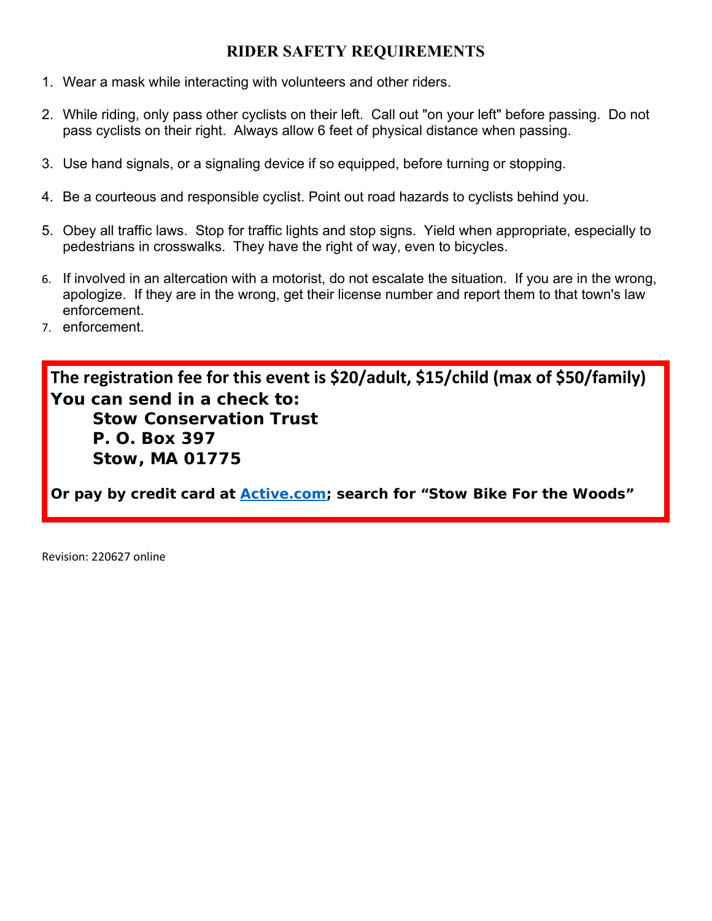## RIDER SAFETY REQUIREMENTS

1. Wear a mask while interacting with volunteers and other riders.

2. While riding, only pass other cyclists on their left. Call out "on your left" before passing. Do not pass cyclists on their right. Always allow 6 feet of physical distance when passing.

3. Use hand signals, or a signaling device if so equipped, before turning or stopping.

4. Be a courteous and responsible cyclist. Point out road hazards to cyclists behind you.

5. Obey all traffic laws. Stop for traffic lights and stop signs. Yield when appropriate, especially to pedestrians in crosswalks. They have the right of way, even to bicycles.

6. If involved in an altercation with a motorist, do not escalate the situation. If you are in the wrong, apologize. If they are in the wrong, get their license number and report them to that town's law enforcement.
7. enforcement.

**The registration fee for this event is $20/adult, $15/child (max of $50/family)**
**You can send in a check to:**

**Stow Conservation Trust**
**P. O. Box 397**
**Stow, MA 01775**

**Or pay by credit card at Active.com; search for "Stow Bike For the Woods"**

Revision: 220627 online